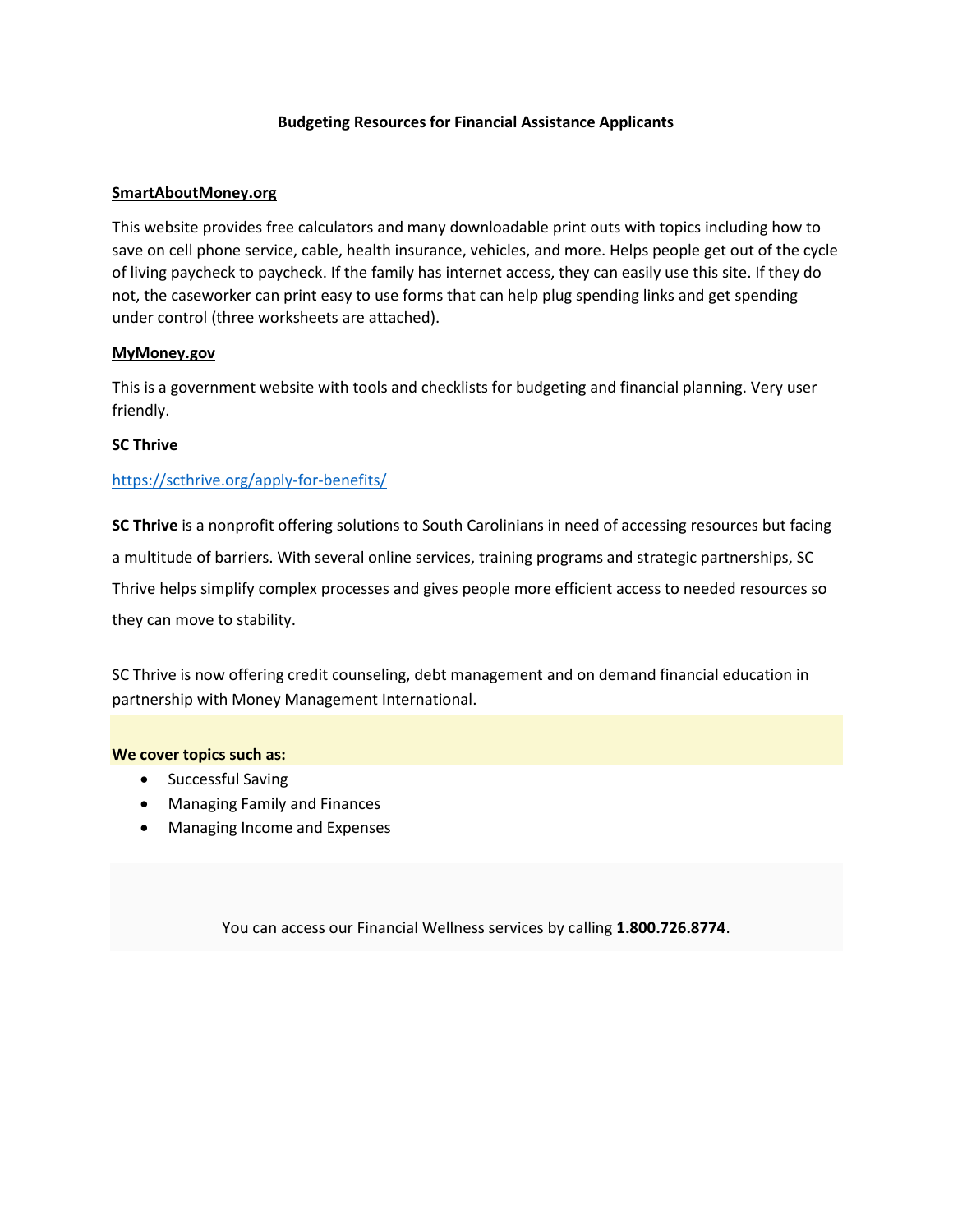# Budgeting Resources for Financial Assistance Applicants

**SmartAboutMoney.org**

This website provides free calculators and many downloadable print outs with topics including how to save on cell phone service, cable, health insurance, vehicles, and more. Helps people get out of the cycle of living paycheck to paycheck. If the family has internet access, they can easily use this site. If they do not, the caseworker can print easy to use forms that can help plug spending links and get spending under control (three worksheets are attached).

**MyMoney.gov**

This is a government website with tools and checklists for budgeting and financial planning. Very user friendly.

**SC Thrive**

https://scthrive.org/apply-for-benefits/

**SC Thrive** is a nonprofit offering solutions to South Carolinians in need of accessing resources but facing a multitude of barriers. With several online services, training programs and strategic partnerships, SC Thrive helps simplify complex processes and gives people more efficient access to needed resources so they can move to stability.

SC Thrive is now offering credit counseling, debt management and on demand financial education in partnership with Money Management International.

**We cover topics such as:**

- Successful Saving
- Managing Family and Finances
- Managing Income and Expenses

You can access our Financial Wellness services by calling **1.800.726.8774**.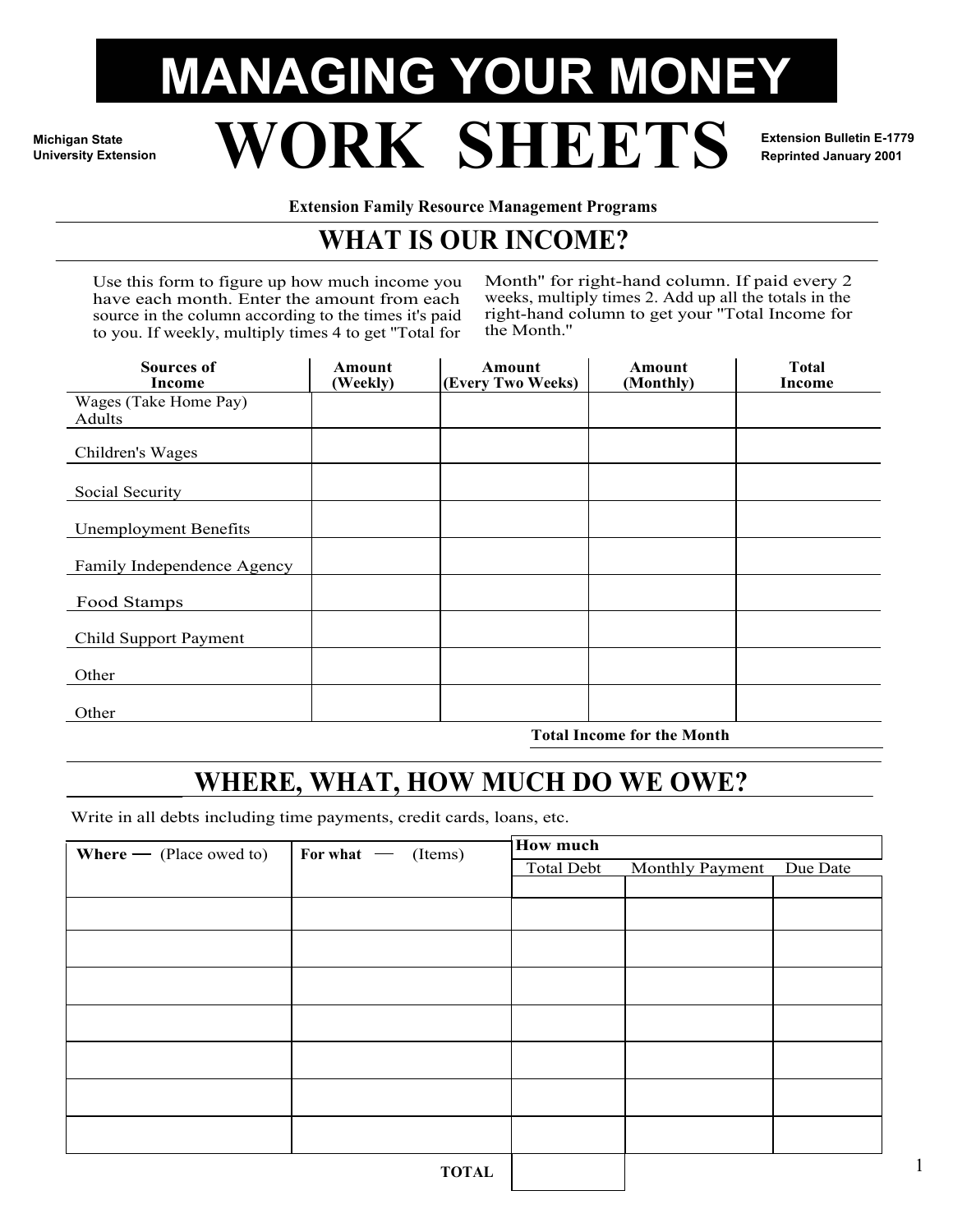# MANAGING YOUR MONEY

Michigan State University Extension

# WORK SHEETS

Extension Bulletin E-1779
Reprinted January 2001

**Extension Family Resource Management Programs**

## WHAT IS OUR INCOME?

Use this form to figure up how much income you have each month. Enter the amount from each source in the column according to the times it's paid to you. If weekly, multiply times 4 to get "Total for Month" for right-hand column. If paid every 2 weeks, multiply times 2. Add up all the totals in the right-hand column to get your "Total Income for the Month."

| Sources of Income | Amount (Weekly) | Amount (Every Two Weeks) | Amount (Monthly) | Total Income |
|---|---|---|---|---|
| Wages (Take Home Pay) Adults | | | | |
| Children's Wages | | | | |
| Social Security | | | | |
| Unemployment Benefits | | | | |
| Family Independence Agency | | | | |
| Food Stamps | | | | |
| Child Support Payment | | | | |
| Other | | | | |
| Other | | | | |
| | | | **Total Income for the Month** | |

## WHERE, WHAT, HOW MUCH DO WE OWE?

Write in all debts including time payments, credit cards, loans, etc.

| **Where** — (Place owed to) | **For what** — (Items) | **How much** | | |
|---|---|---|---|---|
| | | Total Debt | Monthly Payment | Due Date |
| | | | | |
| | | | | |
| | | | | |
| | | | | |
| | | | | |
| | | | | |
| | | | | |
| | **TOTAL** | | | |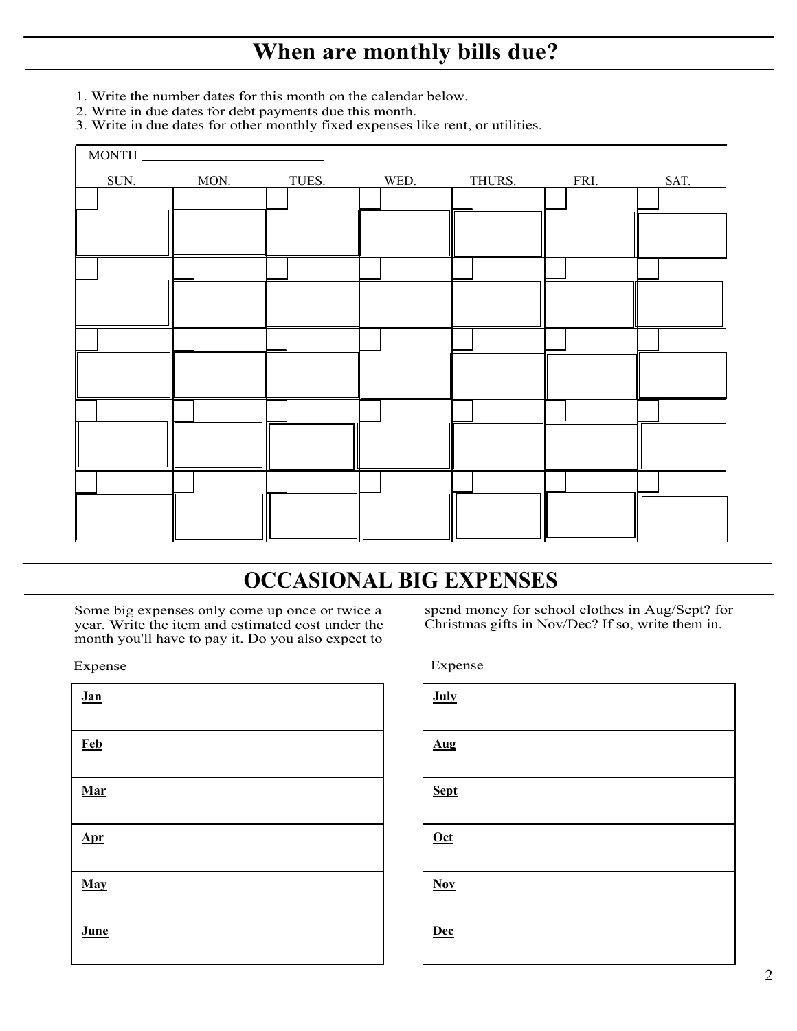# When are monthly bills due?

1. Write the number dates for this month on the calendar below.
2. Write in due dates for debt payments due this month.
3. Write in due dates for other monthly fixed expenses like rent, or utilities.

MONTH ___________________________

| SUN. | MON. | TUES. | WED. | THURS. | FRI. | SAT. |
| --- | --- | --- | --- | --- | --- | --- |
| | | | | | | |
| | | | | | | |
| | | | | | | |
| | | | | | | |
| | | | | | | |

# OCCASIONAL BIG EXPENSES

Some big expenses only come up once or twice a year. Write the item and estimated cost under the month you'll have to pay it. Do you also expect to spend money for school clothes in Aug/Sept? for Christmas gifts in Nov/Dec? If so, write them in.

| Expense |
| --- |
| **Jan** |
| **Feb** |
| **Mar** |
| **Apr** |
| **May** |
| **June** |

| Expense |
| --- |
| **July** |
| **Aug** |
| **Sept** |
| **Oct** |
| **Nov** |
| **Dec** |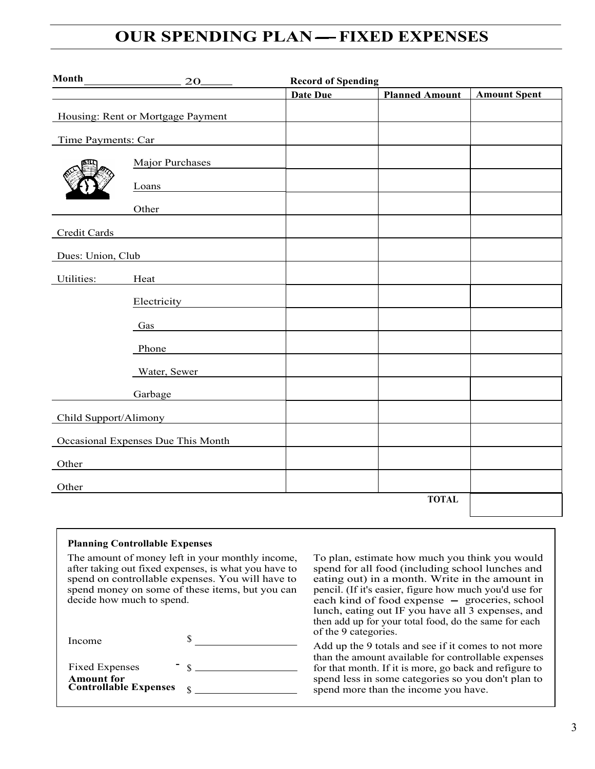# OUR SPENDING PLAN — FIXED EXPENSES

Month ________________ 20_____

| | Record of Spending | | |
|---|---|---|---|
| | Date Due | Planned Amount | Amount Spent |
| Housing: Rent or Mortgage Payment | | | |
| Time Payments: Car | | | |
| Major Purchases | | | |
| Loans | | | |
| Other | | | |
| Credit Cards | | | |
| Dues: Union, Club | | | |
| Utilities: Heat | | | |
| Electricity | | | |
| Gas | | | |
| Phone | | | |
| Water, Sewer | | | |
| Garbage | | | |
| Child Support/Alimony | | | |
| Occasional Expenses Due This Month | | | |
| Other | | | |
| Other | | | |
| | | TOTAL | |

**Planning Controllable Expenses**

The amount of money left in your monthly income, after taking out fixed expenses, is what you have to spend on controllable expenses. You will have to spend money on some of these items, but you can decide how much to spend.

Income $ __________________

Fixed Expenses - $ __________________

**Amount for Controllable Expenses** $ __________________

To plan, estimate how much you think you would spend for all food (including school lunches and eating out) in a month. Write in the amount in pencil. (If it's easier, figure how much you'd use for each kind of food expense – groceries, school lunch, eating out IF you have all 3 expenses, and then add up for your total food, do the same for each of the 9 categories.

Add up the 9 totals and see if it comes to not more than the amount available for controllable expenses for that month. If it is more, go back and refigure to spend less in some categories so you don't plan to spend more than the income you have.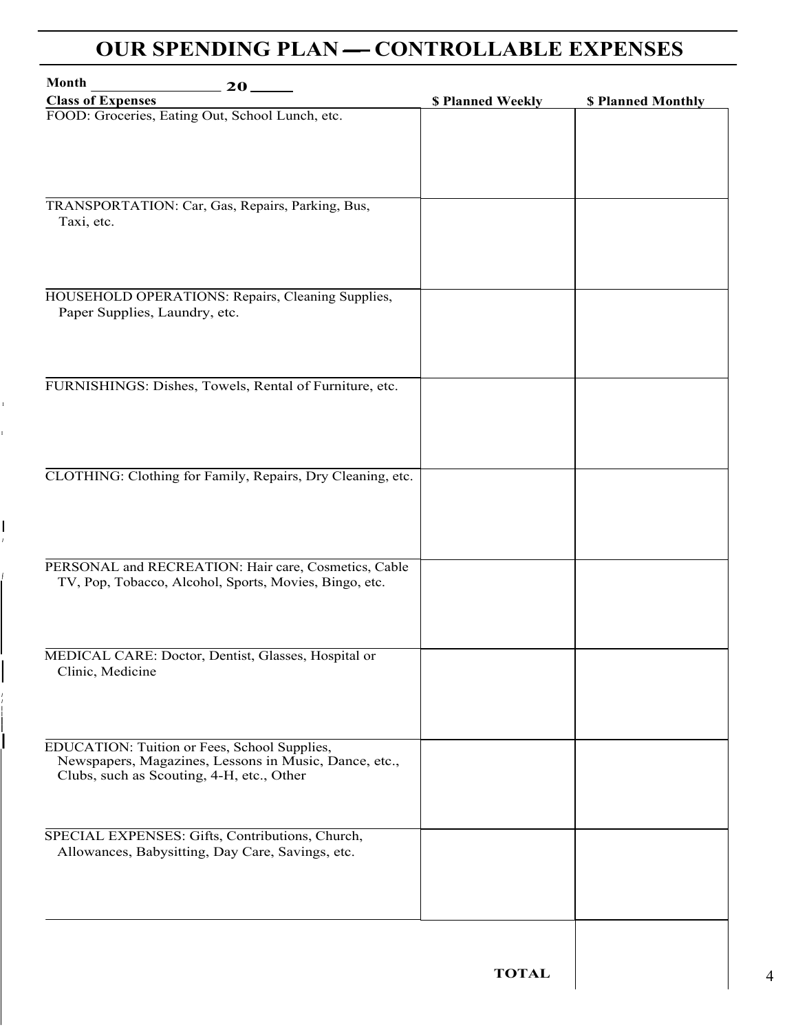# OUR SPENDING PLAN — CONTROLLABLE EXPENSES

**Month** ________________ **20** _____

| **Class of Expenses** | **$ Planned Weekly** | **$ Planned Monthly** |
|---|---|---|
| FOOD: Groceries, Eating Out, School Lunch, etc. | | |
| TRANSPORTATION: Car, Gas, Repairs, Parking, Bus, Taxi, etc. | | |
| HOUSEHOLD OPERATIONS: Repairs, Cleaning Supplies, Paper Supplies, Laundry, etc. | | |
| FURNISHINGS: Dishes, Towels, Rental of Furniture, etc. | | |
| CLOTHING: Clothing for Family, Repairs, Dry Cleaning, etc. | | |
| PERSONAL and RECREATION: Hair care, Cosmetics, Cable TV, Pop, Tobacco, Alcohol, Sports, Movies, Bingo, etc. | | |
| MEDICAL CARE: Doctor, Dentist, Glasses, Hospital or Clinic, Medicine | | |
| EDUCATION: Tuition or Fees, School Supplies, Newspapers, Magazines, Lessons in Music, Dance, etc., Clubs, such as Scouting, 4-H, etc., Other | | |
| SPECIAL EXPENSES: Gifts, Contributions, Church, Allowances, Babysitting, Day Care, Savings, etc. | | |
| | **TOTAL** | |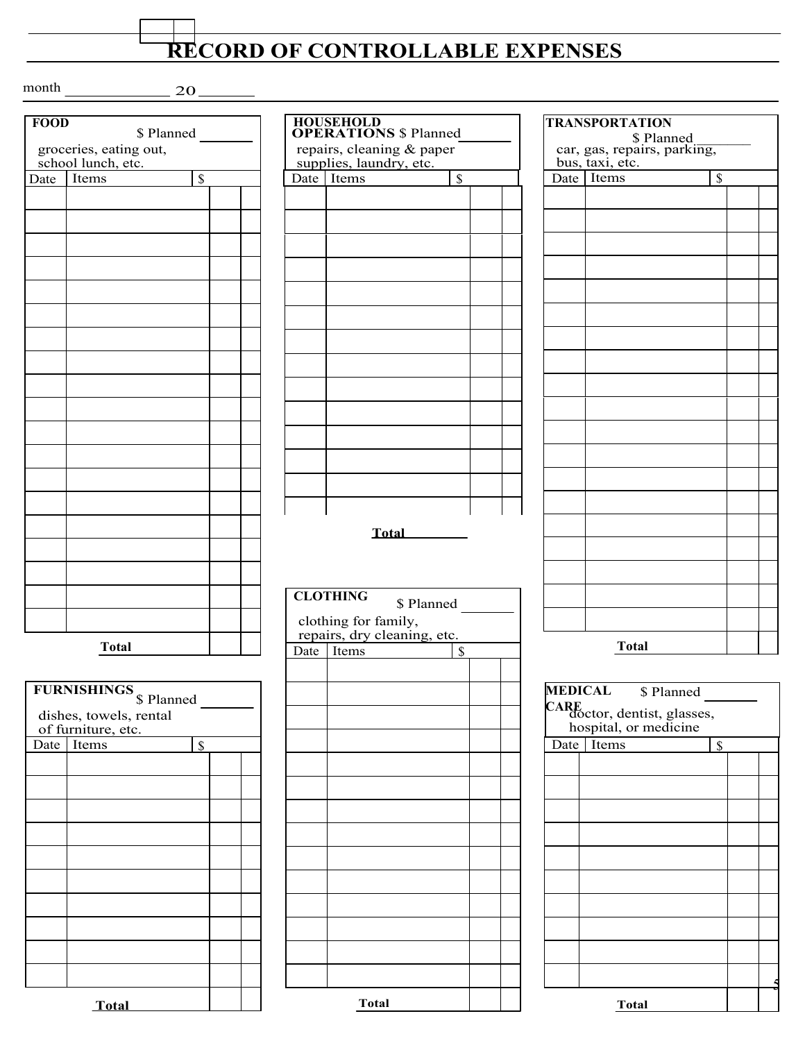# RECORD OF CONTROLLABLE EXPENSES

month ____________ 20______

## FOOD

$ Planned ______

groceries, eating out, school lunch, etc.

| Date | Items | $ | |
|---|---|---|---|
| | | | |
| | | | |
| | | | |
| | | | |
| | | | |
| | | | |
| | | | |
| | | | |
| | | | |
| | | | |
| | | | |
| | | | |
| | | | |
| | | | |
| | | | |
| | | | |
| | | | |
| | | | |
| | | | |
| | Total | | |

## HOUSEHOLD OPERATIONS

$ Planned ______

repairs, cleaning & paper supplies, laundry, etc.

| Date | Items | $ | |
|---|---|---|---|
| | | | |
| | | | |
| | | | |
| | | | |
| | | | |
| | | | |
| | | | |
| | | | |
| | | | |
| | | | |
| | | | |
| | | | |
| | | | |
| | | | |

Total ________

## TRANSPORTATION

$ Planned ______

car, gas, repairs, parking, bus, taxi, etc.

| Date | Items | $ | |
|---|---|---|---|
| | | | |
| | | | |
| | | | |
| | | | |
| | | | |
| | | | |
| | | | |
| | | | |
| | | | |
| | | | |
| | | | |
| | | | |
| | | | |
| | | | |
| | | | |
| | | | |
| | | | |
| | | | |
| | | | |
| | Total | | |

## FURNISHINGS

$ Planned ______

dishes, towels, rental of furniture, etc.

| Date | Items | $ | |
|---|---|---|---|
| | | | |
| | | | |
| | | | |
| | | | |
| | | | |
| | | | |
| | | | |
| | | | |
| | | | |
| | | | |
| | Total | | |

## CLOTHING

$ Planned ______

clothing for family, repairs, dry cleaning, etc.

| Date | Items | $ | |
|---|---|---|---|
| | | | |
| | | | |
| | | | |
| | | | |
| | | | |
| | | | |
| | | | |
| | | | |
| | | | |
| | | | |
| | | | |
| | | | |
| | | | |
| | | | |
| | Total | | |

## MEDICAL CARE

$ Planned ______

doctor, dentist, glasses, hospital, or medicine

| Date | Items | $ | |
|---|---|---|---|
| | | | |
| | | | |
| | | | |
| | | | |
| | | | |
| | | | |
| | | | |
| | | | |
| | | | |
| | | | |
| | Total | | |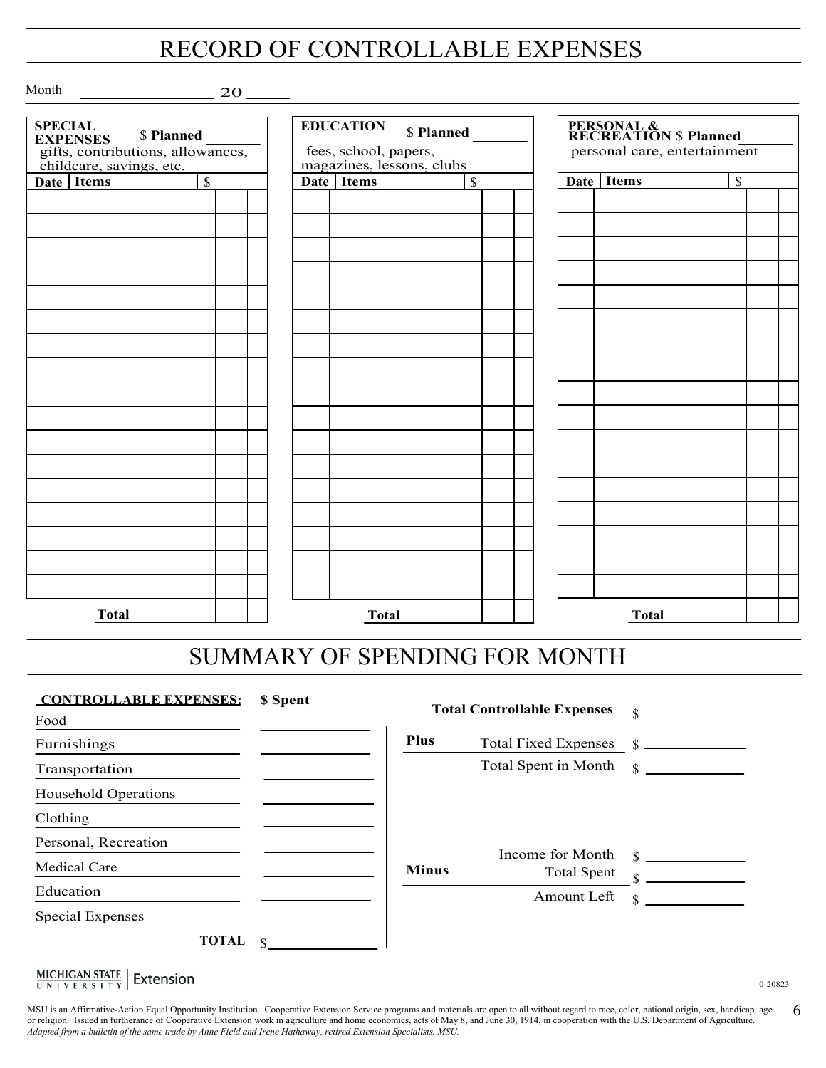# RECORD OF CONTROLLABLE EXPENSES

Month ______________ 20 ____

**SPECIAL EXPENSES** $ **Planned** _______
gifts, contributions, allowances, childcare, savings, etc.

| Date | Items | $ | |
|---|---|---|---|
| | | | |
| | | | |
| | | | |
| | | | |
| | | | |
| | | | |
| | | | |
| | | | |
| | | | |
| | | | |
| | | | |
| | | | |
| | | | |
| | | | |
| | | | |
| | | | |
| | | | |
| | **Total** | | |

**EDUCATION** $ **Planned** _______
fees, school, papers, magazines, lessons, clubs

| Date | Items | $ | |
|---|---|---|---|
| | | | |
| | | | |
| | | | |
| | | | |
| | | | |
| | | | |
| | | | |
| | | | |
| | | | |
| | | | |
| | | | |
| | | | |
| | | | |
| | | | |
| | | | |
| | | | |
| | | | |
| | **Total** | | |

**PERSONAL & RECREATION** $ **Planned** _______
personal care, entertainment

| Date | Items | $ | |
|---|---|---|---|
| | | | |
| | | | |
| | | | |
| | | | |
| | | | |
| | | | |
| | | | |
| | | | |
| | | | |
| | | | |
| | | | |
| | | | |
| | | | |
| | | | |
| | | | |
| | | | |
| | | | |
| | **Total** | | |

# SUMMARY OF SPENDING FOR MONTH

| **CONTROLLABLE EXPENSES:** | **$ Spent** |
|---|---|
| Food | |
| Furnishings | |
| Transportation | |
| Household Operations | |
| Clothing | |
| Personal, Recreation | |
| Medical Care | |
| Education | |
| Special Expenses | |
| **TOTAL** | $ |

| | | |
|---|---|---|
| | **Total Controllable Expenses** | $ ____________ |
| **Plus** | Total Fixed Expenses | $ ____________ |
| | Total Spent in Month | $ ____________ |
| | Income for Month | $ ____________ |
| **Minus** | Total Spent | $ ____________ |
| | Amount Left | $ ____________ |

MICHIGAN STATE UNIVERSITY | Extension

0-20823

MSU is an Affirmative-Action Equal Opportunity Institution. Cooperative Extension Service programs and materials are open to all without regard to race, color, national origin, sex, handicap, age or religion. Issued in furtherance of Cooperative Extension work in agriculture and home economics, acts of May 8, and June 30, 1914, in cooperation with the U.S. Department of Agriculture.
*Adapted from a bulletin of the same trade by Anne Field and Irene Hathaway, retired Extension Specialists, MSU.*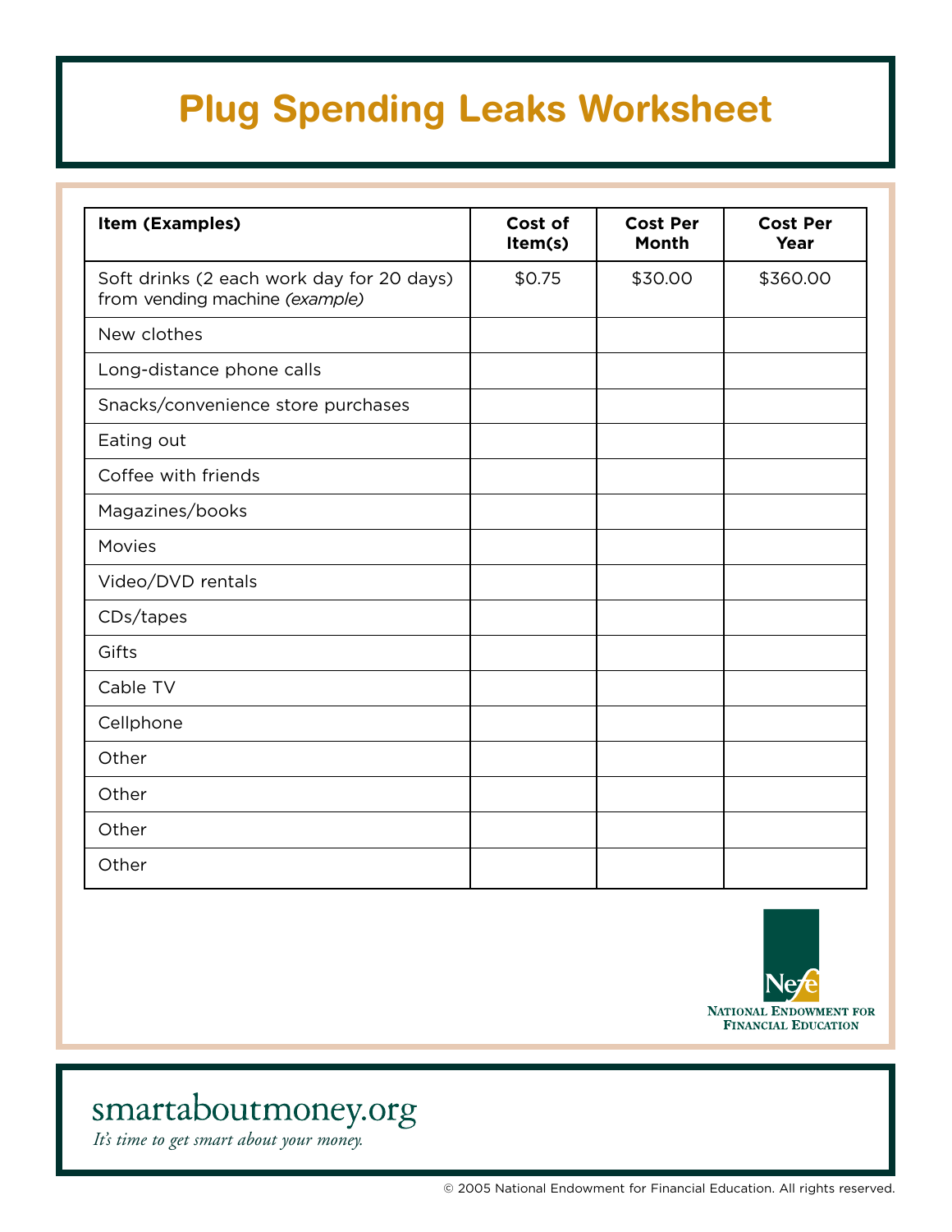# Plug Spending Leaks Worksheet

| Item (Examples) | Cost of Item(s) | Cost Per Month | Cost Per Year |
|---|---|---|---|
| Soft drinks (2 each work day for 20 days) from vending machine *(example)* | $0.75 | $30.00 | $360.00 |
| New clothes | | | |
| Long-distance phone calls | | | |
| Snacks/convenience store purchases | | | |
| Eating out | | | |
| Coffee with friends | | | |
| Magazines/books | | | |
| Movies | | | |
| Video/DVD rentals | | | |
| CDs/tapes | | | |
| Gifts | | | |
| Cable TV | | | |
| Cellphone | | | |
| Other | | | |
| Other | | | |
| Other | | | |
| Other | | | |

NEFE
NATIONAL ENDOWMENT FOR FINANCIAL EDUCATION

smartaboutmoney.org

*It's time to get smart about your money.*

© 2005 National Endowment for Financial Education. All rights reserved.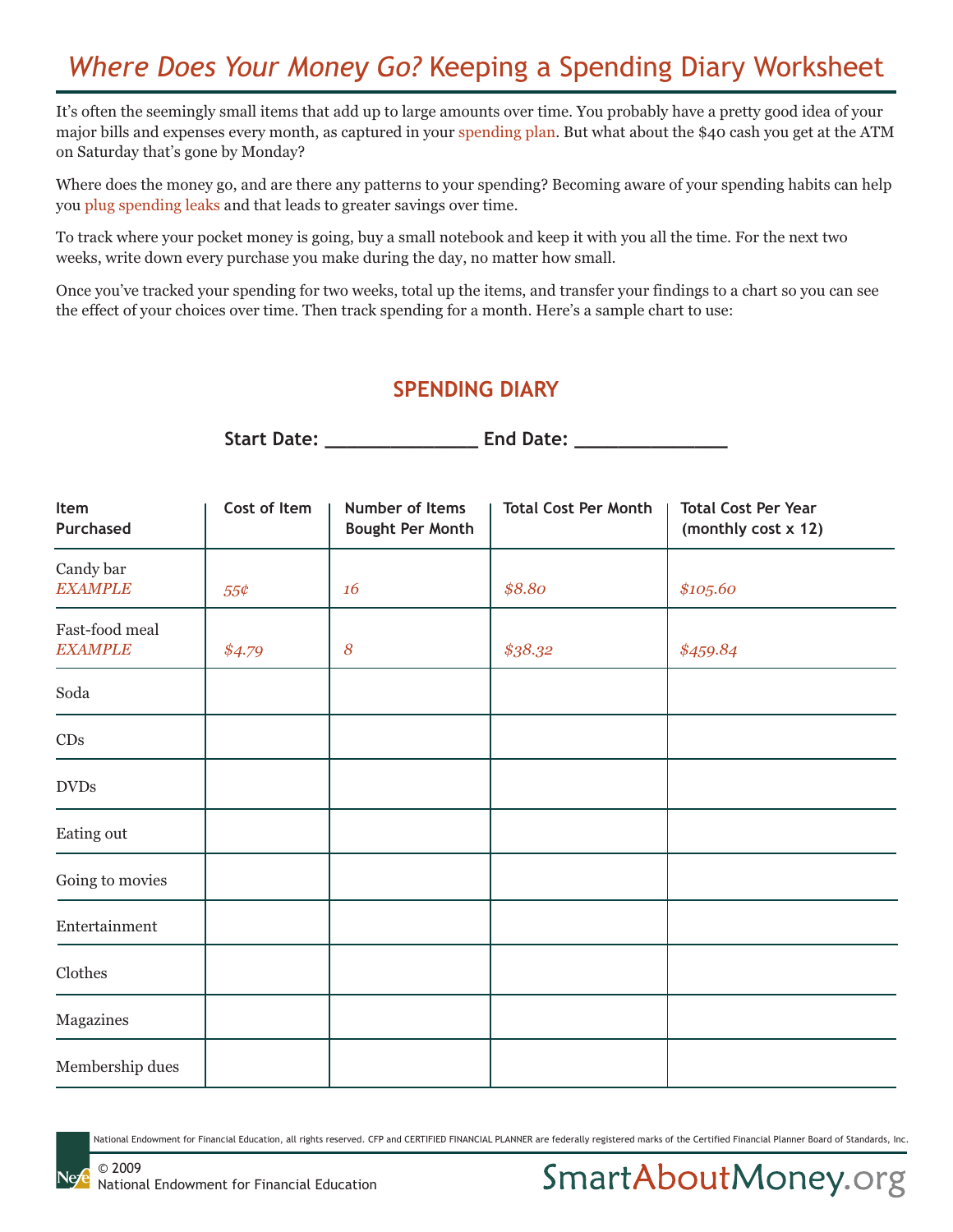# *Where Does Your Money Go?* Keeping a Spending Diary Worksheet

It's often the seemingly small items that add up to large amounts over time. You probably have a pretty good idea of your major bills and expenses every month, as captured in your spending plan. But what about the $40 cash you get at the ATM on Saturday that's gone by Monday?

Where does the money go, and are there any patterns to your spending? Becoming aware of your spending habits can help you plug spending leaks and that leads to greater savings over time.

To track where your pocket money is going, buy a small notebook and keep it with you all the time. For the next two weeks, write down every purchase you make during the day, no matter how small.

Once you've tracked your spending for two weeks, total up the items, and transfer your findings to a chart so you can see the effect of your choices over time. Then track spending for a month. Here's a sample chart to use:

## SPENDING DIARY

**Start Date: ______________ End Date: ______________**

| Item Purchased | Cost of Item | Number of Items Bought Per Month | Total Cost Per Month | Total Cost Per Year (monthly cost x 12) |
|---|---|---|---|---|
| Candy bar *EXAMPLE* | *55¢* | *16* | *$8.80* | *$105.60* |
| Fast-food meal *EXAMPLE* | *$4.79* | *8* | *$38.32* | *$459.84* |
| Soda | | | | |
| CDs | | | | |
| DVDs | | | | |
| Eating out | | | | |
| Going to movies | | | | |
| Entertainment | | | | |
| Clothes | | | | |
| Magazines | | | | |
| Membership dues | | | | |

National Endowment for Financial Education, all rights reserved. CFP and CERTIFIED FINANCIAL PLANNER are federally registered marks of the Certified Financial Planner Board of Standards, Inc.

© 2009 National Endowment for Financial Education

SmartAboutMoney.org